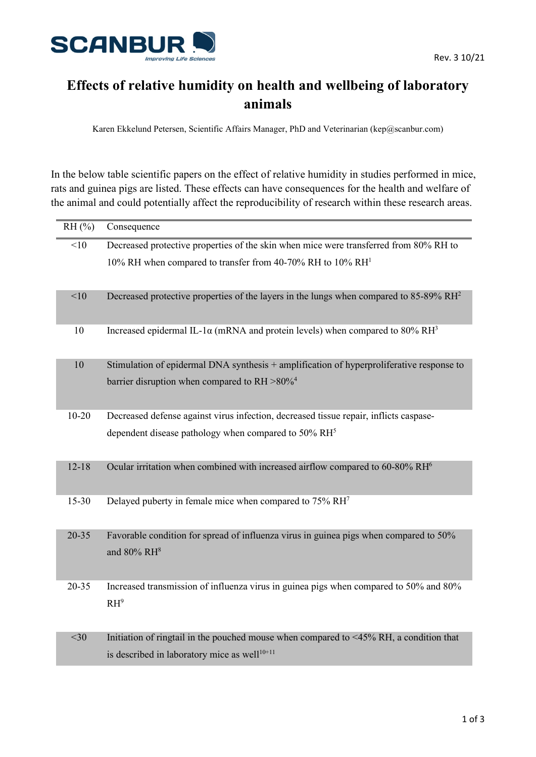# Effects of relative humidity on health and wellbeing of laboratory animals

Karen Ekkelund Petersen, Scientific Affairs Manager, PhD and Veterinarian (kep@scanbur.com)

In the below table scientific papers on the effect of relative humidity in studies performed in mice, rats and guinea pigs are listed. These effects can have consequences for the health and welfare of the animal and could potentially affect the reproducibility of research within these research areas.

| RH (%) | Consequence |
|---|---|
| <10 | Decreased protective properties of the skin when mice were transferred from 80% RH to 10% RH when compared to transfer from 40-70% RH to 10% RH[1] |
| <10 | Decreased protective properties of the layers in the lungs when compared to 85-89% RH[2] |
| 10 | Increased epidermal IL-1α (mRNA and protein levels) when compared to 80% RH[3] |
| 10 | Stimulation of epidermal DNA synthesis + amplification of hyperproliferative response to barrier disruption when compared to RH >80%[4] |
| 10-20 | Decreased defense against virus infection, decreased tissue repair, inflicts caspase-dependent disease pathology when compared to 50% RH[5] |
| 12-18 | Ocular irritation when combined with increased airflow compared to 60-80% RH[6] |
| 15-30 | Delayed puberty in female mice when compared to 75% RH[7] |
| 20-35 | Favorable condition for spread of influenza virus in guinea pigs when compared to 50% and 80% RH[8] |
| 20-35 | Increased transmission of influenza virus in guinea pigs when compared to 50% and 80% RH[9] |
| <30 | Initiation of ringtail in the pouched mouse when compared to <45% RH, a condition that is described in laboratory mice as well[10+11] |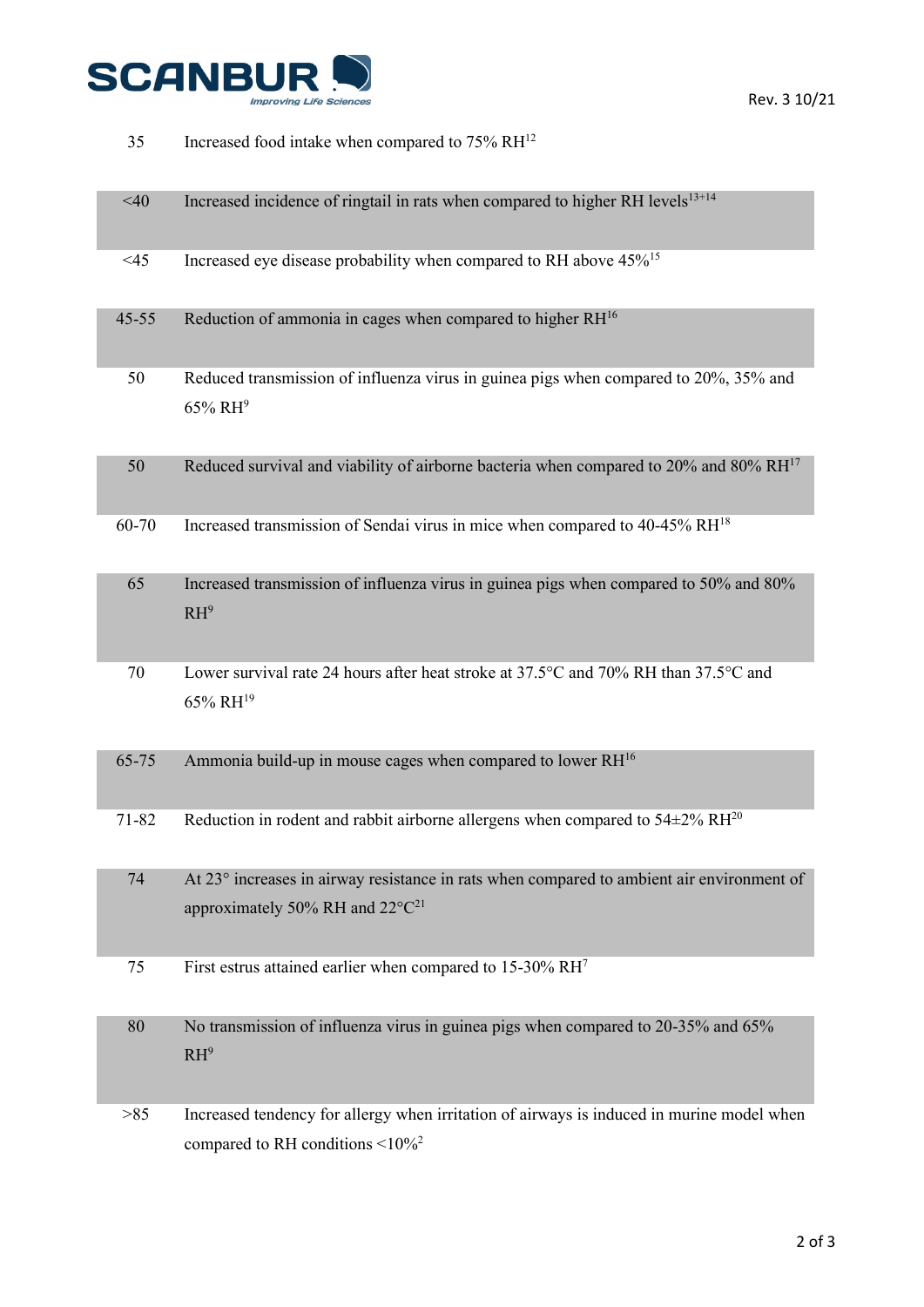| | |
|---|---|
| 35 | Increased food intake when compared to 75% RH[12] |
| <40 | Increased incidence of ringtail in rats when compared to higher RH levels[13+14] |
| <45 | Increased eye disease probability when compared to RH above 45%[15] |
| 45-55 | Reduction of ammonia in cages when compared to higher RH[16] |
| 50 | Reduced transmission of influenza virus in guinea pigs when compared to 20%, 35% and 65% RH[9] |
| 50 | Reduced survival and viability of airborne bacteria when compared to 20% and 80% RH[17] |
| 60-70 | Increased transmission of Sendai virus in mice when compared to 40-45% RH[18] |
| 65 | Increased transmission of influenza virus in guinea pigs when compared to 50% and 80% RH[9] |
| 70 | Lower survival rate 24 hours after heat stroke at 37.5°C and 70% RH than 37.5°C and 65% RH[19] |
| 65-75 | Ammonia build-up in mouse cages when compared to lower RH[16] |
| 71-82 | Reduction in rodent and rabbit airborne allergens when compared to 54±2% RH[20] |
| 74 | At 23° increases in airway resistance in rats when compared to ambient air environment of approximately 50% RH and 22°C[21] |
| 75 | First estrus attained earlier when compared to 15-30% RH[7] |
| 80 | No transmission of influenza virus in guinea pigs when compared to 20-35% and 65% RH[9] |
| >85 | Increased tendency for allergy when irritation of airways is induced in murine model when compared to RH conditions <10%[2] |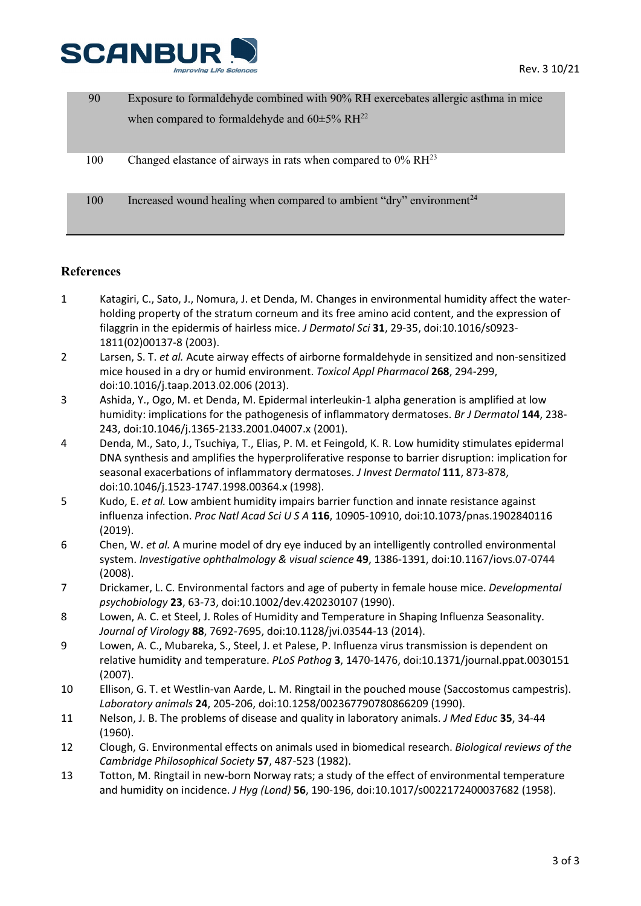| | |
|---|---|
| 90 | Exposure to formaldehyde combined with 90% RH exercebates allergic asthma in mice when compared to formaldehyde and 60±5% RH[22] |
| 100 | Changed elastance of airways in rats when compared to 0% RH[23] |
| 100 | Increased wound healing when compared to ambient "dry" environment[24] |

## References

1. Katagiri, C., Sato, J., Nomura, J. et Denda, M. Changes in environmental humidity affect the water-holding property of the stratum corneum and its free amino acid content, and the expression of filaggrin in the epidermis of hairless mice. *J Dermatol Sci* **31**, 29-35, doi:10.1016/s0923-1811(02)00137-8 (2003).
2. Larsen, S. T. *et al.* Acute airway effects of airborne formaldehyde in sensitized and non-sensitized mice housed in a dry or humid environment. *Toxicol Appl Pharmacol* **268**, 294-299, doi:10.1016/j.taap.2013.02.006 (2013).
3. Ashida, Y., Ogo, M. et Denda, M. Epidermal interleukin-1 alpha generation is amplified at low humidity: implications for the pathogenesis of inflammatory dermatoses. *Br J Dermatol* **144**, 238-243, doi:10.1046/j.1365-2133.2001.04007.x (2001).
4. Denda, M., Sato, J., Tsuchiya, T., Elias, P. M. et Feingold, K. R. Low humidity stimulates epidermal DNA synthesis and amplifies the hyperproliferative response to barrier disruption: implication for seasonal exacerbations of inflammatory dermatoses. *J Invest Dermatol* **111**, 873-878, doi:10.1046/j.1523-1747.1998.00364.x (1998).
5. Kudo, E. *et al.* Low ambient humidity impairs barrier function and innate resistance against influenza infection. *Proc Natl Acad Sci U S A* **116**, 10905-10910, doi:10.1073/pnas.1902840116 (2019).
6. Chen, W. *et al.* A murine model of dry eye induced by an intelligently controlled environmental system. *Investigative ophthalmology & visual science* **49**, 1386-1391, doi:10.1167/iovs.07-0744 (2008).
7. Drickamer, L. C. Environmental factors and age of puberty in female house mice. *Developmental psychobiology* **23**, 63-73, doi:10.1002/dev.420230107 (1990).
8. Lowen, A. C. et Steel, J. Roles of Humidity and Temperature in Shaping Influenza Seasonality. *Journal of Virology* **88**, 7692-7695, doi:10.1128/jvi.03544-13 (2014).
9. Lowen, A. C., Mubareka, S., Steel, J. et Palese, P. Influenza virus transmission is dependent on relative humidity and temperature. *PLoS Pathog* **3**, 1470-1476, doi:10.1371/journal.ppat.0030151 (2007).
10. Ellison, G. T. et Westlin-van Aarde, L. M. Ringtail in the pouched mouse (Saccostomus campestris). *Laboratory animals* **24**, 205-206, doi:10.1258/002367790780866209 (1990).
11. Nelson, J. B. The problems of disease and quality in laboratory animals. *J Med Educ* **35**, 34-44 (1960).
12. Clough, G. Environmental effects on animals used in biomedical research. *Biological reviews of the Cambridge Philosophical Society* **57**, 487-523 (1982).
13. Totton, M. Ringtail in new-born Norway rats; a study of the effect of environmental temperature and humidity on incidence. *J Hyg (Lond)* **56**, 190-196, doi:10.1017/s0022172400037682 (1958).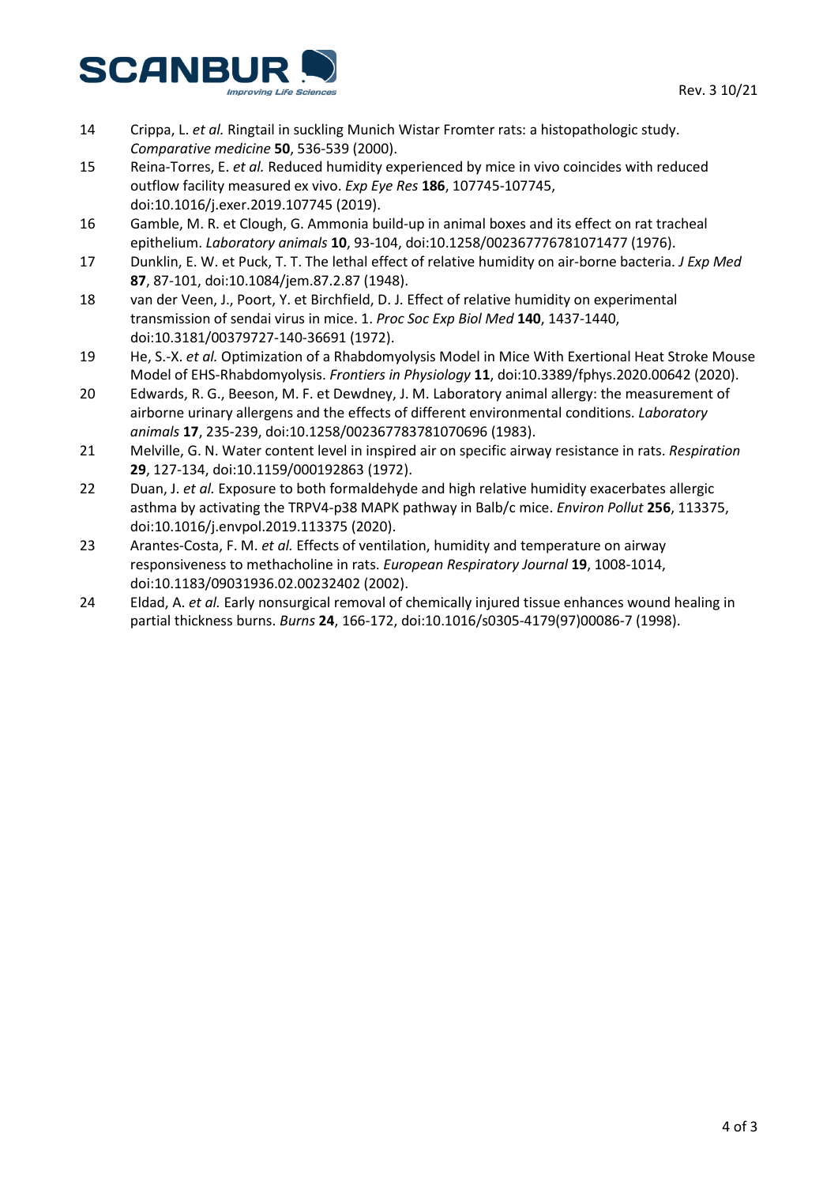14 Crippa, L. *et al.* Ringtail in suckling Munich Wistar Fromter rats: a histopathologic study. *Comparative medicine* **50**, 536-539 (2000).

15 Reina-Torres, E. *et al.* Reduced humidity experienced by mice in vivo coincides with reduced outflow facility measured ex vivo. *Exp Eye Res* **186**, 107745-107745, doi:10.1016/j.exer.2019.107745 (2019).

16 Gamble, M. R. et Clough, G. Ammonia build-up in animal boxes and its effect on rat tracheal epithelium. *Laboratory animals* **10**, 93-104, doi:10.1258/002367776781071477 (1976).

17 Dunklin, E. W. et Puck, T. T. The lethal effect of relative humidity on air-borne bacteria. *J Exp Med* **87**, 87-101, doi:10.1084/jem.87.2.87 (1948).

18 van der Veen, J., Poort, Y. et Birchfield, D. J. Effect of relative humidity on experimental transmission of sendai virus in mice. 1. *Proc Soc Exp Biol Med* **140**, 1437-1440, doi:10.3181/00379727-140-36691 (1972).

19 He, S.-X. *et al.* Optimization of a Rhabdomyolysis Model in Mice With Exertional Heat Stroke Mouse Model of EHS-Rhabdomyolysis. *Frontiers in Physiology* **11**, doi:10.3389/fphys.2020.00642 (2020).

20 Edwards, R. G., Beeson, M. F. et Dewdney, J. M. Laboratory animal allergy: the measurement of airborne urinary allergens and the effects of different environmental conditions. *Laboratory animals* **17**, 235-239, doi:10.1258/002367783781070696 (1983).

21 Melville, G. N. Water content level in inspired air on specific airway resistance in rats. *Respiration* **29**, 127-134, doi:10.1159/000192863 (1972).

22 Duan, J. *et al.* Exposure to both formaldehyde and high relative humidity exacerbates allergic asthma by activating the TRPV4-p38 MAPK pathway in Balb/c mice. *Environ Pollut* **256**, 113375, doi:10.1016/j.envpol.2019.113375 (2020).

23 Arantes-Costa, F. M. *et al.* Effects of ventilation, humidity and temperature on airway responsiveness to methacholine in rats. *European Respiratory Journal* **19**, 1008-1014, doi:10.1183/09031936.02.00232402 (2002).

24 Eldad, A. *et al.* Early nonsurgical removal of chemically injured tissue enhances wound healing in partial thickness burns. *Burns* **24**, 166-172, doi:10.1016/s0305-4179(97)00086-7 (1998).